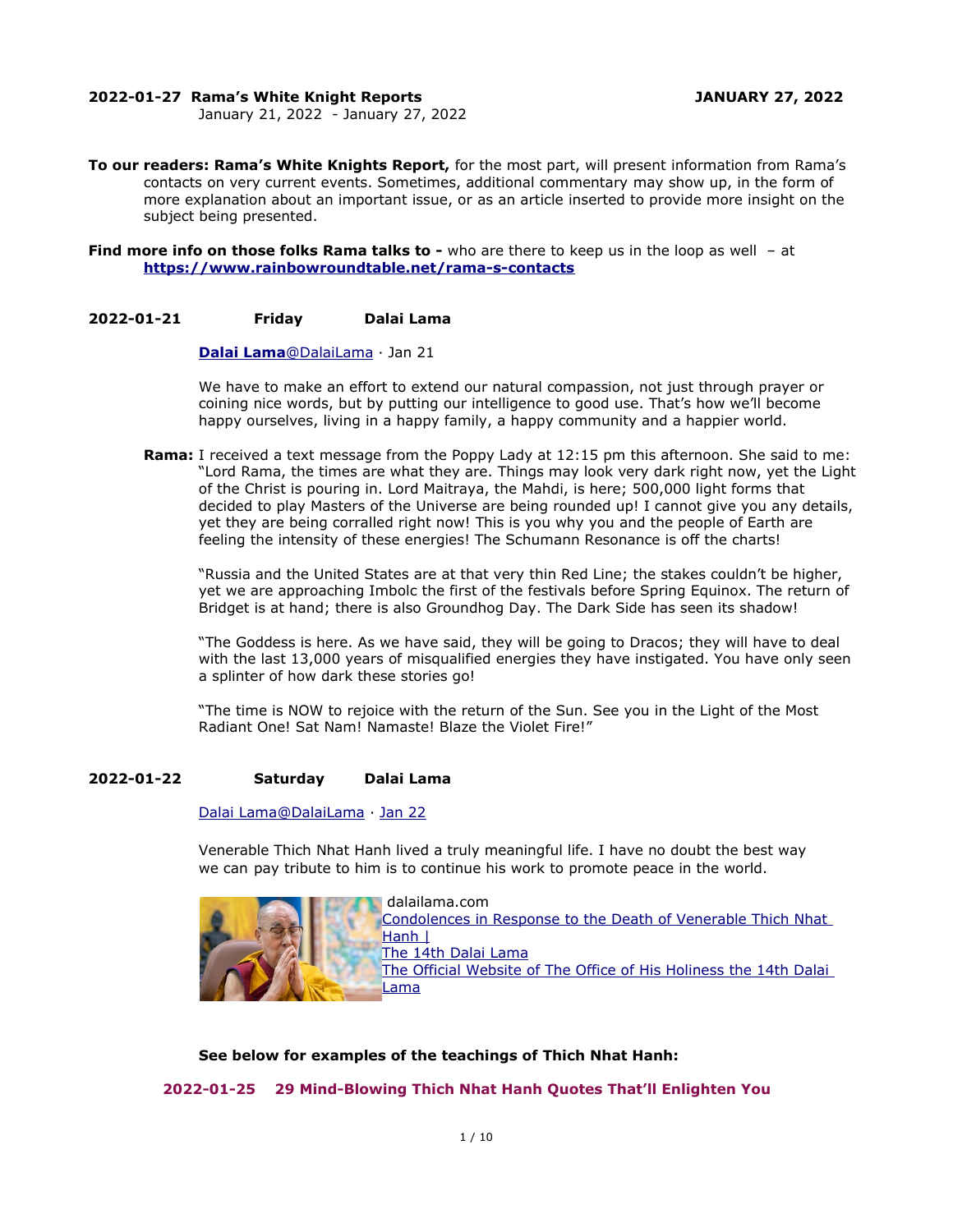**2022-01-27 Rama's White Knight Reports** **JANUARY 27, 2022**

January 21, 2022 - January 27, 2022

**To our readers: Rama's White Knights Report,** for the most part, will present information from Rama's contacts on very current events. Sometimes, additional commentary may show up, in the form of more explanation about an important issue, or as an article inserted to provide more insight on the subject being presented.

**Find more info on those folks Rama talks to -** who are there to keep us in the loop as well – at **https://www.rainbowroundtable.net/rama-s-contacts**

**2022-01-21 Friday Dalai Lama**

**Dalai Lama**@DalaiLama · Jan 21

We have to make an effort to extend our natural compassion, not just through prayer or coining nice words, but by putting our intelligence to good use. That's how we'll become happy ourselves, living in a happy family, a happy community and a happier world.

**Rama:** I received a text message from the Poppy Lady at 12:15 pm this afternoon. She said to me: "Lord Rama, the times are what they are. Things may look very dark right now, yet the Light of the Christ is pouring in. Lord Maitraya, the Mahdi, is here; 500,000 light forms that decided to play Masters of the Universe are being rounded up! I cannot give you any details, yet they are being corralled right now! This is you why you and the people of Earth are feeling the intensity of these energies! The Schumann Resonance is off the charts!

"Russia and the United States are at that very thin Red Line; the stakes couldn't be higher, yet we are approaching Imbolc the first of the festivals before Spring Equinox. The return of Bridget is at hand; there is also Groundhog Day. The Dark Side has seen its shadow!

"The Goddess is here. As we have said, they will be going to Dracos; they will have to deal with the last 13,000 years of misqualified energies they have instigated. You have only seen a splinter of how dark these stories go!

"The time is NOW to rejoice with the return of the Sun. See you in the Light of the Most Radiant One! Sat Nam! Namaste! Blaze the Violet Fire!"

**2022-01-22 Saturday Dalai Lama**

Dalai Lama@DalaiLama · Jan 22

Venerable Thich Nhat Hanh lived a truly meaningful life. I have no doubt the best way we can pay tribute to him is to continue his work to promote peace in the world.

dalailama.com
Condolences in Response to the Death of Venerable Thich Nhat Hanh |
The 14th Dalai Lama
The Official Website of The Office of His Holiness the 14th Dalai Lama

**See below for examples of the teachings of Thich Nhat Hanh:**

**2022-01-25 29 Mind-Blowing Thich Nhat Hanh Quotes That'll Enlighten You**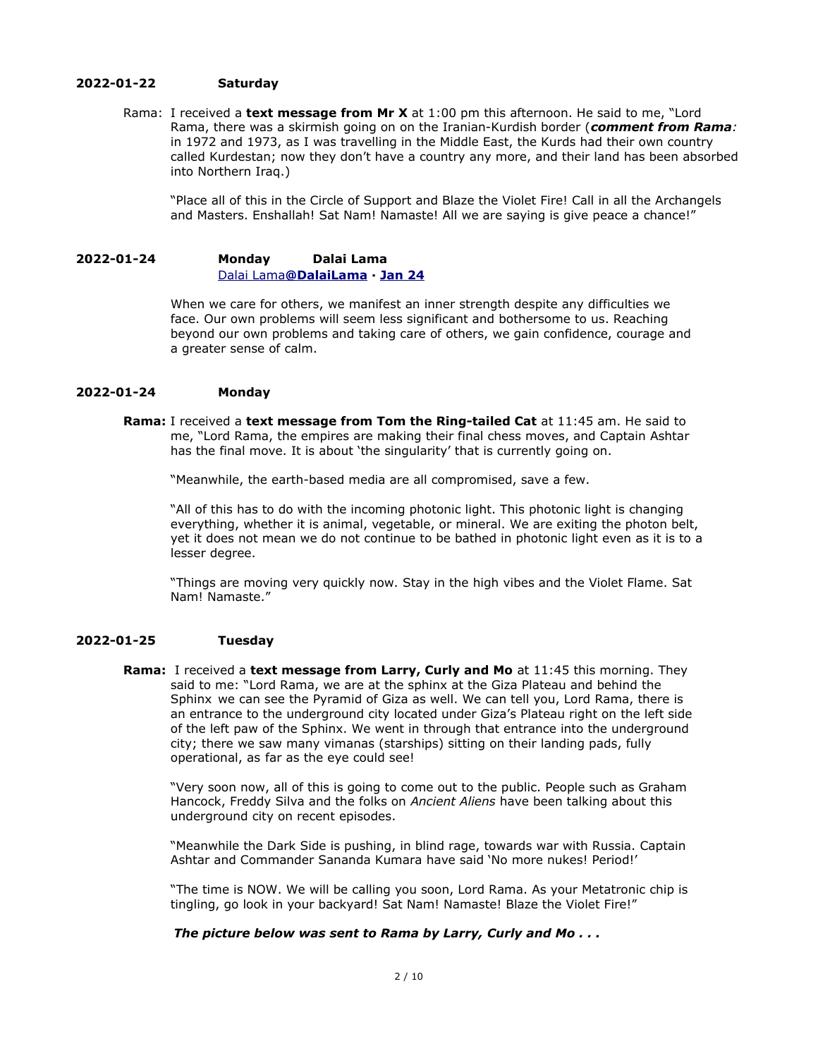### 2022-01-22 Saturday

Rama: I received a **text message from Mr X** at 1:00 pm this afternoon. He said to me, "Lord Rama, there was a skirmish going on on the Iranian-Kurdish border (***comment from Rama****:* in 1972 and 1973, as I was travelling in the Middle East, the Kurds had their own country called Kurdestan; now they don't have a country any more, and their land has been absorbed into Northern Iraq.)

"Place all of this in the Circle of Support and Blaze the Violet Fire! Call in all the Archangels and Masters. Enshallah! Sat Nam! Namaste! All we are saying is give peace a chance!"

### 2022-01-24 Monday Dalai Lama

[Dalai Lama**@DalaiLama**](#) **·** [**Jan 24**](#)

When we care for others, we manifest an inner strength despite any difficulties we face. Our own problems will seem less significant and bothersome to us. Reaching beyond our own problems and taking care of others, we gain confidence, courage and a greater sense of calm.

### 2022-01-24 Monday

**Rama:** I received a **text message from Tom the Ring-tailed Cat** at 11:45 am. He said to me, "Lord Rama, the empires are making their final chess moves, and Captain Ashtar has the final move. It is about 'the singularity' that is currently going on.

"Meanwhile, the earth-based media are all compromised, save a few.

"All of this has to do with the incoming photonic light. This photonic light is changing everything, whether it is animal, vegetable, or mineral. We are exiting the photon belt, yet it does not mean we do not continue to be bathed in photonic light even as it is to a lesser degree.

"Things are moving very quickly now. Stay in the high vibes and the Violet Flame. Sat Nam! Namaste."

### 2022-01-25 Tuesday

**Rama:** I received a **text message from Larry, Curly and Mo** at 11:45 this morning. They said to me: "Lord Rama, we are at the sphinx at the Giza Plateau and behind the Sphinx we can see the Pyramid of Giza as well. We can tell you, Lord Rama, there is an entrance to the underground city located under Giza's Plateau right on the left side of the left paw of the Sphinx. We went in through that entrance into the underground city; there we saw many vimanas (starships) sitting on their landing pads, fully operational, as far as the eye could see!

"Very soon now, all of this is going to come out to the public. People such as Graham Hancock, Freddy Silva and the folks on *Ancient Aliens* have been talking about this underground city on recent episodes.

"Meanwhile the Dark Side is pushing, in blind rage, towards war with Russia. Captain Ashtar and Commander Sananda Kumara have said 'No more nukes! Period!'

"The time is NOW. We will be calling you soon, Lord Rama. As your Metatronic chip is tingling, go look in your backyard! Sat Nam! Namaste! Blaze the Violet Fire!"

***The picture below was sent to Rama by Larry, Curly and Mo . . .***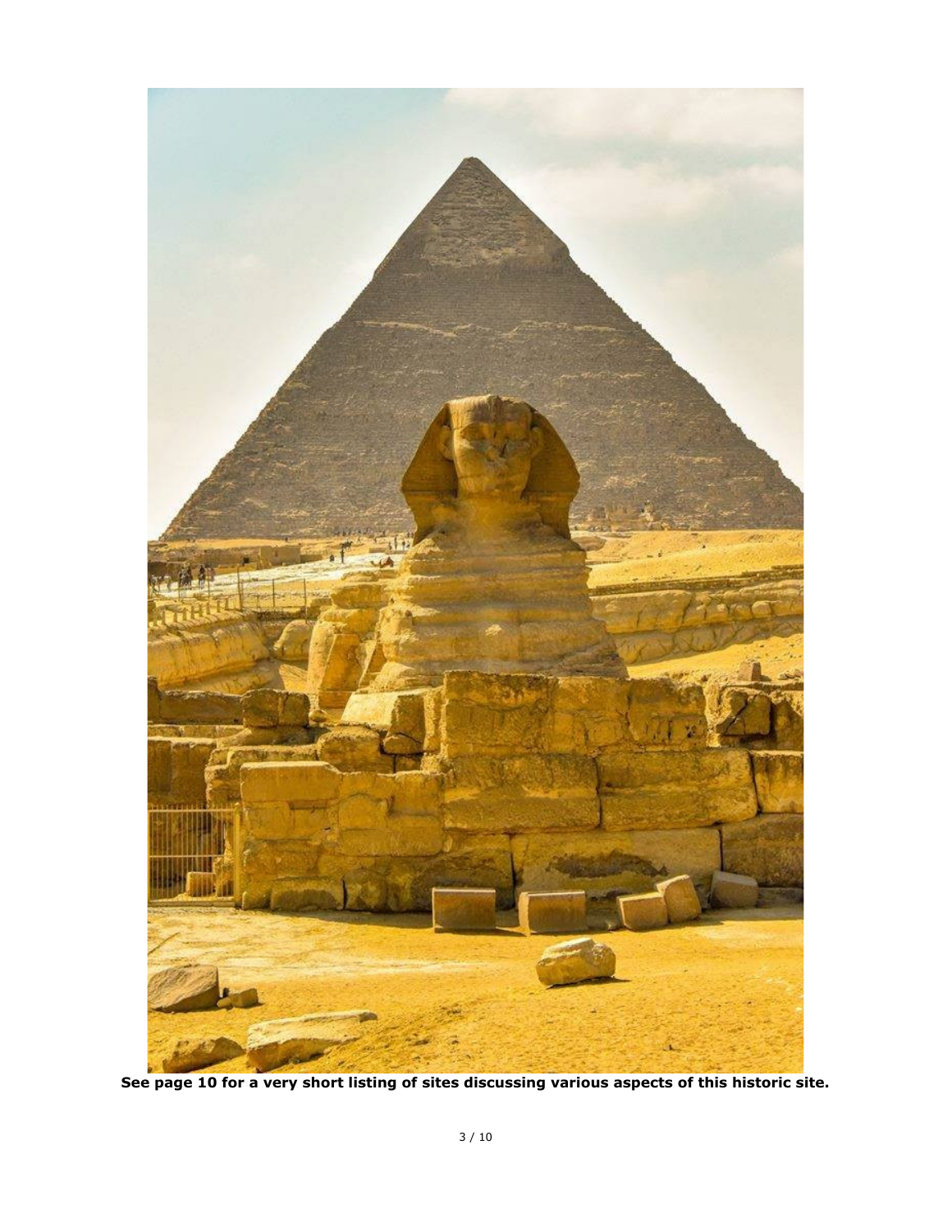**See page 10 for a very short listing of sites discussing various aspects of this historic site.**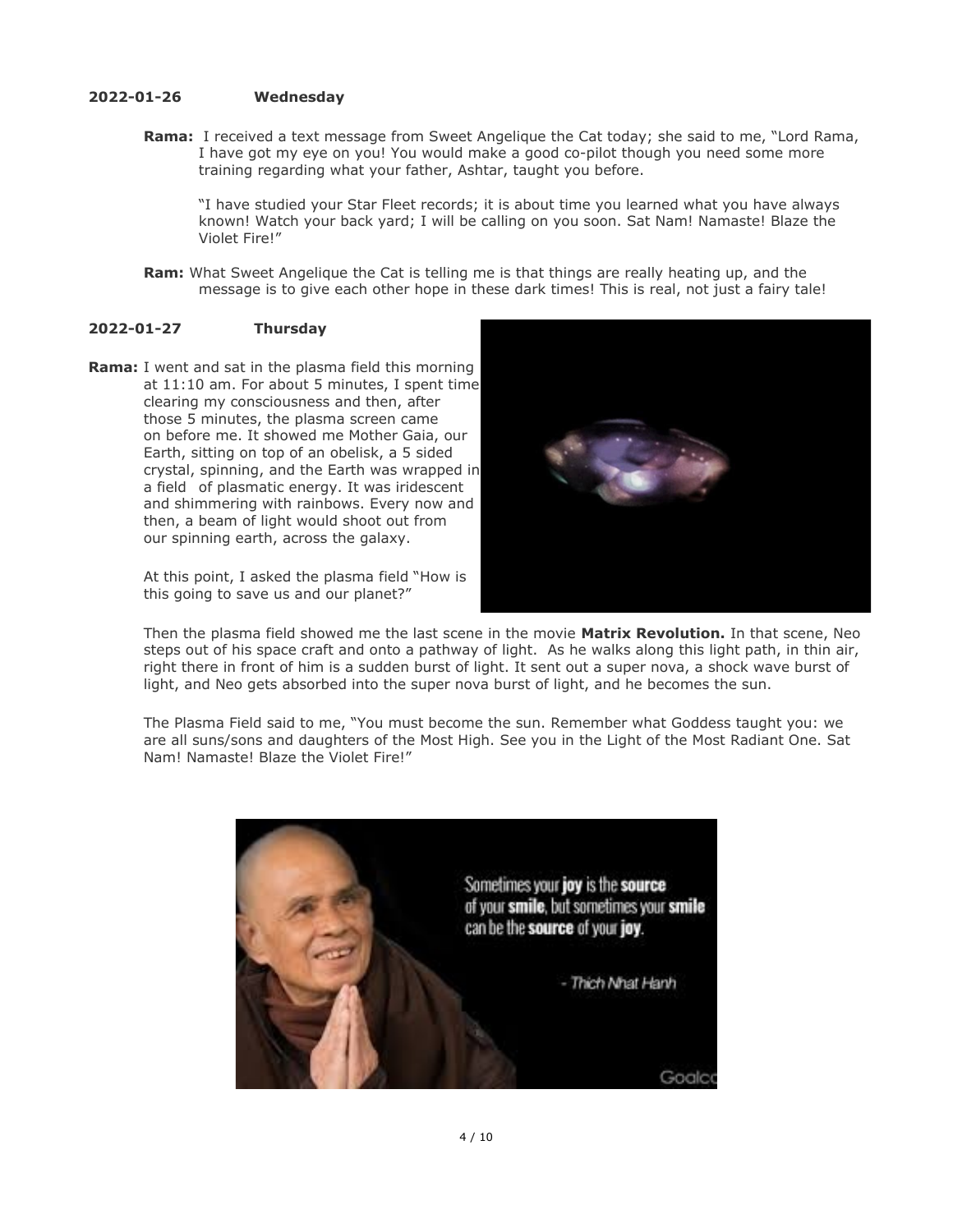**2022-01-26 Wednesday**

**Rama:** I received a text message from Sweet Angelique the Cat today; she said to me, "Lord Rama, I have got my eye on you! You would make a good co-pilot though you need some more training regarding what your father, Ashtar, taught you before.

"I have studied your Star Fleet records; it is about time you learned what you have always known! Watch your back yard; I will be calling on you soon. Sat Nam! Namaste! Blaze the Violet Fire!"

**Ram:** What Sweet Angelique the Cat is telling me is that things are really heating up, and the message is to give each other hope in these dark times! This is real, not just a fairy tale!

**2022-01-27 Thursday**

**Rama:** I went and sat in the plasma field this morning at 11:10 am. For about 5 minutes, I spent time clearing my consciousness and then, after those 5 minutes, the plasma screen came on before me. It showed me Mother Gaia, our Earth, sitting on top of an obelisk, a 5 sided crystal, spinning, and the Earth was wrapped in a field of plasmatic energy. It was iridescent and shimmering with rainbows. Every now and then, a beam of light would shoot out from our spinning earth, across the galaxy.

At this point, I asked the plasma field "How is this going to save us and our planet?"

Then the plasma field showed me the last scene in the movie **Matrix Revolution.** In that scene, Neo steps out of his space craft and onto a pathway of light. As he walks along this light path, in thin air, right there in front of him is a sudden burst of light. It sent out a super nova, a shock wave burst of light, and Neo gets absorbed into the super nova burst of light, and he becomes the sun.

The Plasma Field said to me, "You must become the sun. Remember what Goddess taught you: we are all suns/sons and daughters of the Most High. See you in the Light of the Most Radiant One. Sat Nam! Namaste! Blaze the Violet Fire!"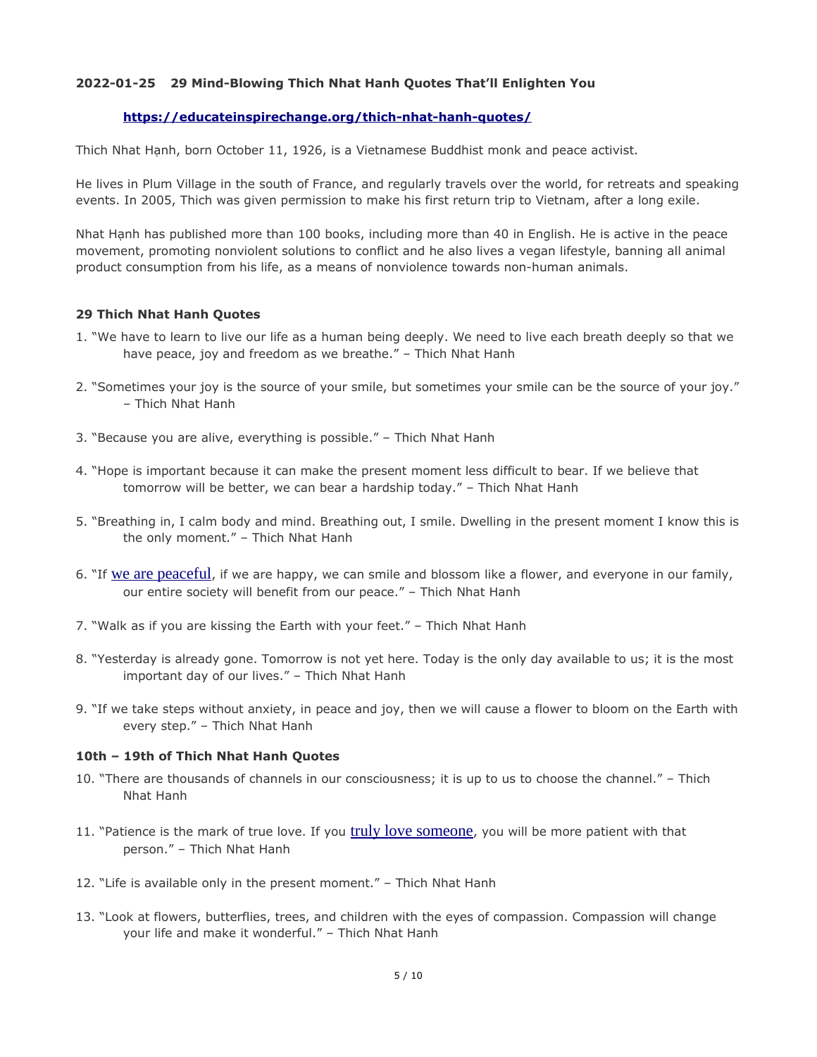**2022-01-25 29 Mind-Blowing Thich Nhat Hanh Quotes That'll Enlighten You**

**https://educateinspirechange.org/thich-nhat-hanh-quotes/**

Thich Nhat Hạnh, born October 11, 1926, is a Vietnamese Buddhist monk and peace activist.

He lives in Plum Village in the south of France, and regularly travels over the world, for retreats and speaking events. In 2005, Thich was given permission to make his first return trip to Vietnam, after a long exile.

Nhat Hạnh has published more than 100 books, including more than 40 in English. He is active in the peace movement, promoting nonviolent solutions to conflict and he also lives a vegan lifestyle, banning all animal product consumption from his life, as a means of nonviolence towards non-human animals.

**29 Thich Nhat Hanh Quotes**

1. "We have to learn to live our life as a human being deeply. We need to live each breath deeply so that we have peace, joy and freedom as we breathe." – Thich Nhat Hanh
2. "Sometimes your joy is the source of your smile, but sometimes your smile can be the source of your joy." – Thich Nhat Hanh
3. "Because you are alive, everything is possible." – Thich Nhat Hanh
4. "Hope is important because it can make the present moment less difficult to bear. If we believe that tomorrow will be better, we can bear a hardship today." – Thich Nhat Hanh
5. "Breathing in, I calm body and mind. Breathing out, I smile. Dwelling in the present moment I know this is the only moment." – Thich Nhat Hanh
6. "If we are peaceful, if we are happy, we can smile and blossom like a flower, and everyone in our family, our entire society will benefit from our peace." – Thich Nhat Hanh
7. "Walk as if you are kissing the Earth with your feet." – Thich Nhat Hanh
8. "Yesterday is already gone. Tomorrow is not yet here. Today is the only day available to us; it is the most important day of our lives." – Thich Nhat Hanh
9. "If we take steps without anxiety, in peace and joy, then we will cause a flower to bloom on the Earth with every step." – Thich Nhat Hanh

**10th – 19th of Thich Nhat Hanh Quotes**

10. "There are thousands of channels in our consciousness; it is up to us to choose the channel." – Thich Nhat Hanh
11. "Patience is the mark of true love. If you truly love someone, you will be more patient with that person." – Thich Nhat Hanh
12. "Life is available only in the present moment." – Thich Nhat Hanh
13. "Look at flowers, butterflies, trees, and children with the eyes of compassion. Compassion will change your life and make it wonderful." – Thich Nhat Hanh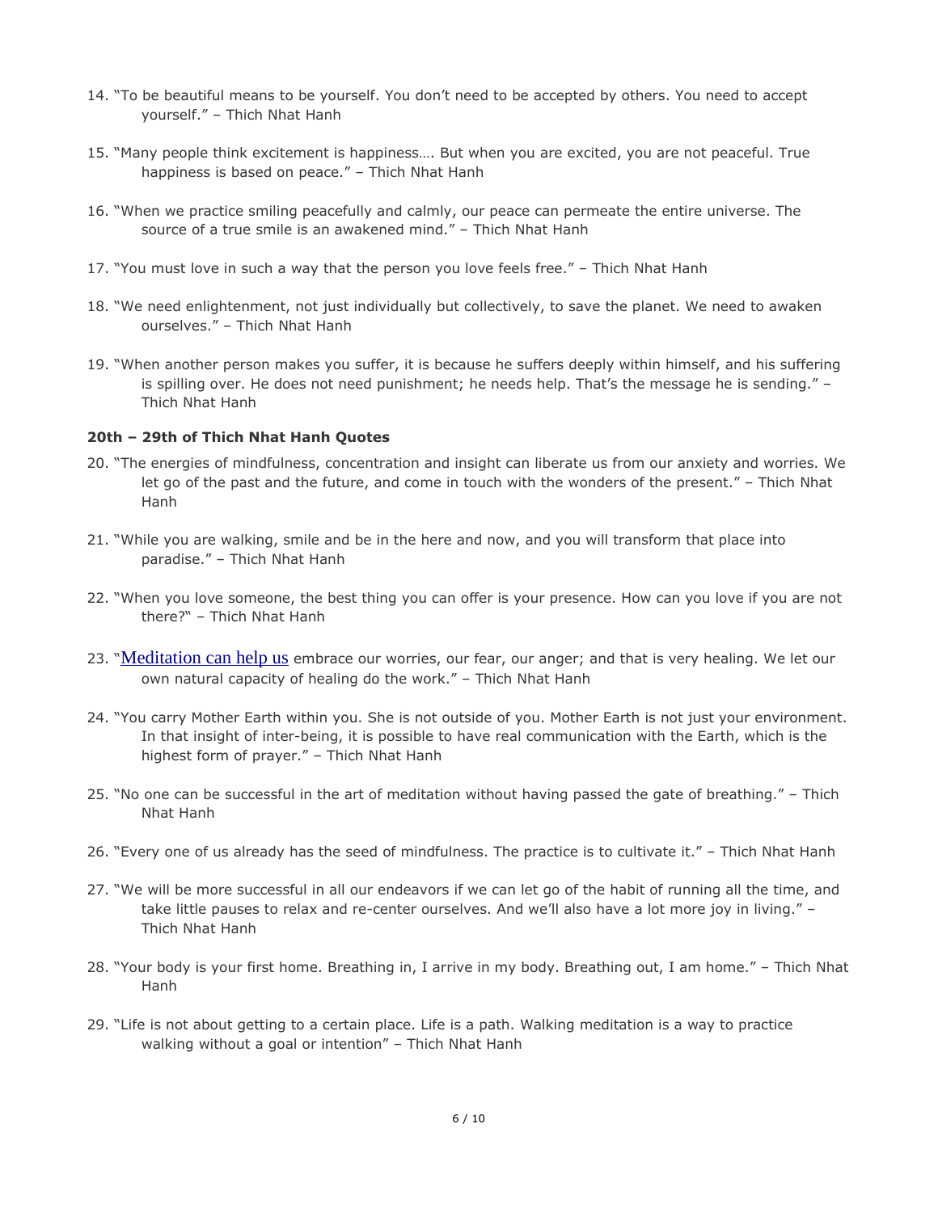14. "To be beautiful means to be yourself. You don't need to be accepted by others. You need to accept yourself." – Thich Nhat Hanh

15. "Many people think excitement is happiness…. But when you are excited, you are not peaceful. True happiness is based on peace." – Thich Nhat Hanh

16. "When we practice smiling peacefully and calmly, our peace can permeate the entire universe. The source of a true smile is an awakened mind." – Thich Nhat Hanh

17. "You must love in such a way that the person you love feels free." – Thich Nhat Hanh

18. "We need enlightenment, not just individually but collectively, to save the planet. We need to awaken ourselves." – Thich Nhat Hanh

19. "When another person makes you suffer, it is because he suffers deeply within himself, and his suffering is spilling over. He does not need punishment; he needs help. That's the message he is sending." – Thich Nhat Hanh

**20th – 29th of Thich Nhat Hanh Quotes**

20. "The energies of mindfulness, concentration and insight can liberate us from our anxiety and worries. We let go of the past and the future, and come in touch with the wonders of the present." – Thich Nhat Hanh

21. "While you are walking, smile and be in the here and now, and you will transform that place into paradise." – Thich Nhat Hanh

22. "When you love someone, the best thing you can offer is your presence. How can you love if you are not there?" – Thich Nhat Hanh

23. "Meditation can help us embrace our worries, our fear, our anger; and that is very healing. We let our own natural capacity of healing do the work." – Thich Nhat Hanh

24. "You carry Mother Earth within you. She is not outside of you. Mother Earth is not just your environment. In that insight of inter-being, it is possible to have real communication with the Earth, which is the highest form of prayer." – Thich Nhat Hanh

25. "No one can be successful in the art of meditation without having passed the gate of breathing." – Thich Nhat Hanh

26. "Every one of us already has the seed of mindfulness. The practice is to cultivate it." – Thich Nhat Hanh

27. "We will be more successful in all our endeavors if we can let go of the habit of running all the time, and take little pauses to relax and re-center ourselves. And we'll also have a lot more joy in living." – Thich Nhat Hanh

28. "Your body is your first home. Breathing in, I arrive in my body. Breathing out, I am home." – Thich Nhat Hanh

29. "Life is not about getting to a certain place. Life is a path. Walking meditation is a way to practice walking without a goal or intention" – Thich Nhat Hanh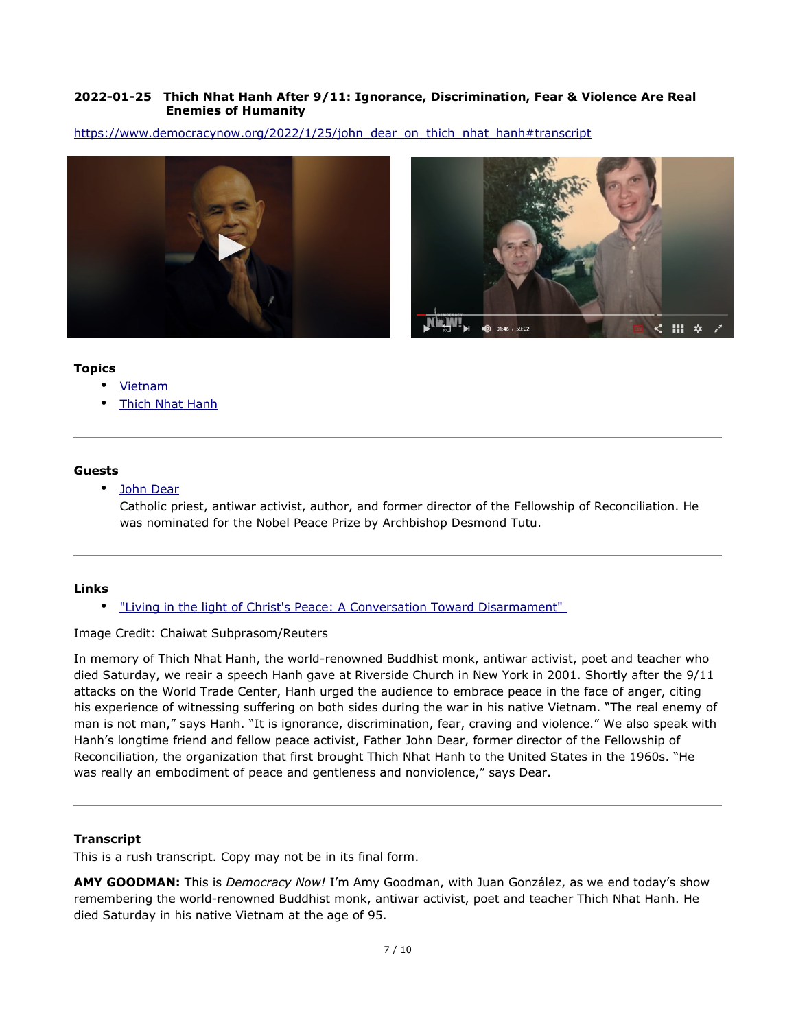**2022-01-25 Thich Nhat Hanh After 9/11: Ignorance, Discrimination, Fear & Violence Are Real Enemies of Humanity**

https://www.democracynow.org/2022/1/25/john_dear_on_thich_nhat_hanh#transcript

### Topics

- Vietnam
- Thich Nhat Hanh

### Guests

- John Dear
  Catholic priest, antiwar activist, author, and former director of the Fellowship of Reconciliation. He was nominated for the Nobel Peace Prize by Archbishop Desmond Tutu.

### Links

- "Living in the light of Christ's Peace: A Conversation Toward Disarmament"

Image Credit: Chaiwat Subprasom/Reuters

In memory of Thich Nhat Hanh, the world-renowned Buddhist monk, antiwar activist, poet and teacher who died Saturday, we reair a speech Hanh gave at Riverside Church in New York in 2001. Shortly after the 9/11 attacks on the World Trade Center, Hanh urged the audience to embrace peace in the face of anger, citing his experience of witnessing suffering on both sides during the war in his native Vietnam. "The real enemy of man is not man," says Hanh. "It is ignorance, discrimination, fear, craving and violence." We also speak with Hanh's longtime friend and fellow peace activist, Father John Dear, former director of the Fellowship of Reconciliation, the organization that first brought Thich Nhat Hanh to the United States in the 1960s. "He was really an embodiment of peace and gentleness and nonviolence," says Dear.

### Transcript

This is a rush transcript. Copy may not be in its final form.

**AMY GOODMAN:** This is *Democracy Now!* I'm Amy Goodman, with Juan González, as we end today's show remembering the world-renowned Buddhist monk, antiwar activist, poet and teacher Thich Nhat Hanh. He died Saturday in his native Vietnam at the age of 95.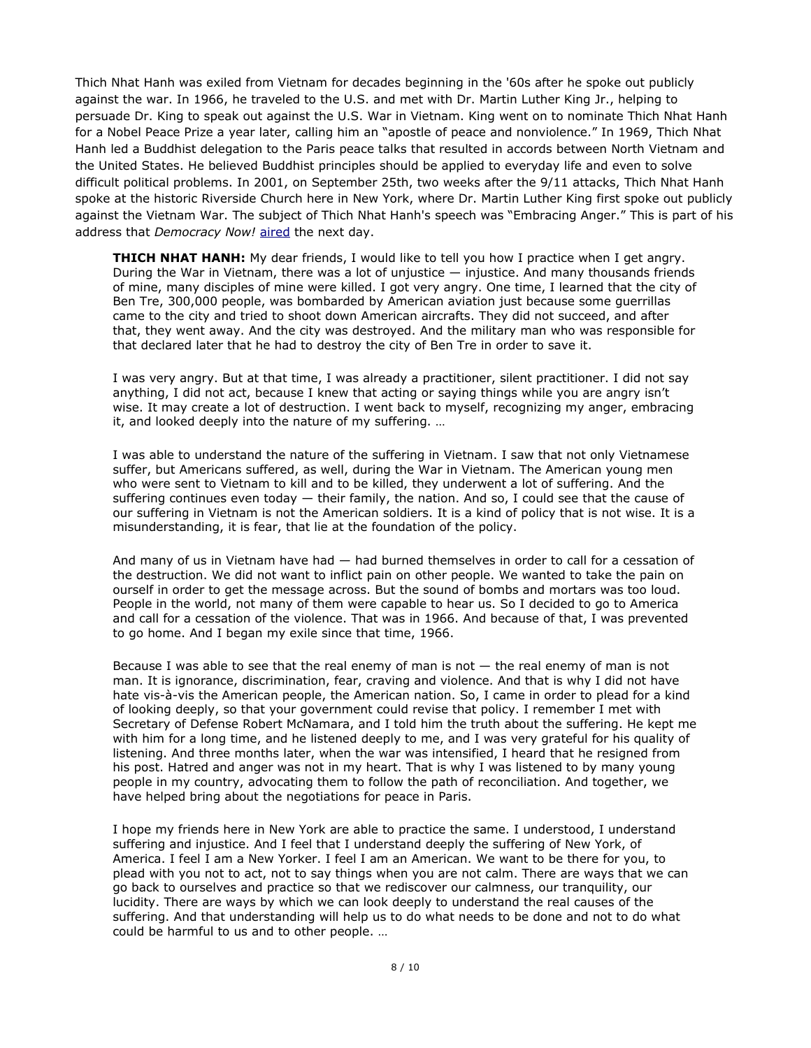Thich Nhat Hanh was exiled from Vietnam for decades beginning in the '60s after he spoke out publicly against the war. In 1966, he traveled to the U.S. and met with Dr. Martin Luther King Jr., helping to persuade Dr. King to speak out against the U.S. War in Vietnam. King went on to nominate Thich Nhat Hanh for a Nobel Peace Prize a year later, calling him an "apostle of peace and nonviolence." In 1969, Thich Nhat Hanh led a Buddhist delegation to the Paris peace talks that resulted in accords between North Vietnam and the United States. He believed Buddhist principles should be applied to everyday life and even to solve difficult political problems. In 2001, on September 25th, two weeks after the 9/11 attacks, Thich Nhat Hanh spoke at the historic Riverside Church here in New York, where Dr. Martin Luther King first spoke out publicly against the Vietnam War. The subject of Thich Nhat Hanh's speech was "Embracing Anger." This is part of his address that *Democracy Now!* aired the next day.

> **THICH NHAT HANH:** My dear friends, I would like to tell you how I practice when I get angry. During the War in Vietnam, there was a lot of unjustice — injustice. And many thousands friends of mine, many disciples of mine were killed. I got very angry. One time, I learned that the city of Ben Tre, 300,000 people, was bombarded by American aviation just because some guerrillas came to the city and tried to shoot down American aircrafts. They did not succeed, and after that, they went away. And the city was destroyed. And the military man who was responsible for that declared later that he had to destroy the city of Ben Tre in order to save it.
>
> I was very angry. But at that time, I was already a practitioner, silent practitioner. I did not say anything, I did not act, because I knew that acting or saying things while you are angry isn't wise. It may create a lot of destruction. I went back to myself, recognizing my anger, embracing it, and looked deeply into the nature of my suffering. …
>
> I was able to understand the nature of the suffering in Vietnam. I saw that not only Vietnamese suffer, but Americans suffered, as well, during the War in Vietnam. The American young men who were sent to Vietnam to kill and to be killed, they underwent a lot of suffering. And the suffering continues even today — their family, the nation. And so, I could see that the cause of our suffering in Vietnam is not the American soldiers. It is a kind of policy that is not wise. It is a misunderstanding, it is fear, that lie at the foundation of the policy.
>
> And many of us in Vietnam have had — had burned themselves in order to call for a cessation of the destruction. We did not want to inflict pain on other people. We wanted to take the pain on ourself in order to get the message across. But the sound of bombs and mortars was too loud. People in the world, not many of them were capable to hear us. So I decided to go to America and call for a cessation of the violence. That was in 1966. And because of that, I was prevented to go home. And I began my exile since that time, 1966.
>
> Because I was able to see that the real enemy of man is not — the real enemy of man is not man. It is ignorance, discrimination, fear, craving and violence. And that is why I did not have hate vis-à-vis the American people, the American nation. So, I came in order to plead for a kind of looking deeply, so that your government could revise that policy. I remember I met with Secretary of Defense Robert McNamara, and I told him the truth about the suffering. He kept me with him for a long time, and he listened deeply to me, and I was very grateful for his quality of listening. And three months later, when the war was intensified, I heard that he resigned from his post. Hatred and anger was not in my heart. That is why I was listened to by many young people in my country, advocating them to follow the path of reconciliation. And together, we have helped bring about the negotiations for peace in Paris.
>
> I hope my friends here in New York are able to practice the same. I understood, I understand suffering and injustice. And I feel that I understand deeply the suffering of New York, of America. I feel I am a New Yorker. I feel I am an American. We want to be there for you, to plead with you not to act, not to say things when you are not calm. There are ways that we can go back to ourselves and practice so that we rediscover our calmness, our tranquility, our lucidity. There are ways by which we can look deeply to understand the real causes of the suffering. And that understanding will help us to do what needs to be done and not to do what could be harmful to us and to other people. …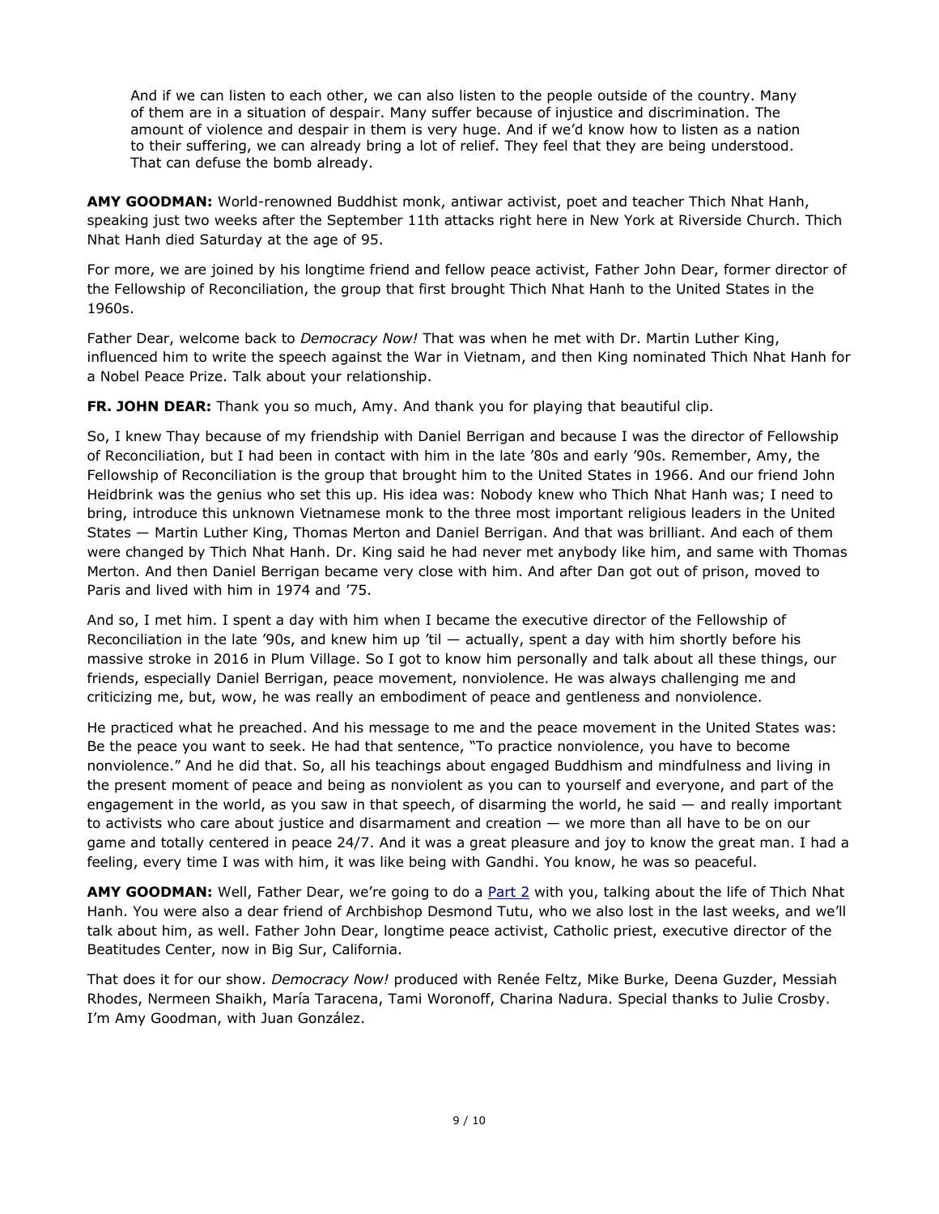> And if we can listen to each other, we can also listen to the people outside of the country. Many of them are in a situation of despair. Many suffer because of injustice and discrimination. The amount of violence and despair in them is very huge. And if we'd know how to listen as a nation to their suffering, we can already bring a lot of relief. They feel that they are being understood. That can defuse the bomb already.

**AMY GOODMAN:** World-renowned Buddhist monk, antiwar activist, poet and teacher Thich Nhat Hanh, speaking just two weeks after the September 11th attacks right here in New York at Riverside Church. Thich Nhat Hanh died Saturday at the age of 95.

For more, we are joined by his longtime friend and fellow peace activist, Father John Dear, former director of the Fellowship of Reconciliation, the group that first brought Thich Nhat Hanh to the United States in the 1960s.

Father Dear, welcome back to *Democracy Now!* That was when he met with Dr. Martin Luther King, influenced him to write the speech against the War in Vietnam, and then King nominated Thich Nhat Hanh for a Nobel Peace Prize. Talk about your relationship.

**FR. JOHN DEAR:** Thank you so much, Amy. And thank you for playing that beautiful clip.

So, I knew Thay because of my friendship with Daniel Berrigan and because I was the director of Fellowship of Reconciliation, but I had been in contact with him in the late '80s and early '90s. Remember, Amy, the Fellowship of Reconciliation is the group that brought him to the United States in 1966. And our friend John Heidbrink was the genius who set this up. His idea was: Nobody knew who Thich Nhat Hanh was; I need to bring, introduce this unknown Vietnamese monk to the three most important religious leaders in the United States — Martin Luther King, Thomas Merton and Daniel Berrigan. And that was brilliant. And each of them were changed by Thich Nhat Hanh. Dr. King said he had never met anybody like him, and same with Thomas Merton. And then Daniel Berrigan became very close with him. And after Dan got out of prison, moved to Paris and lived with him in 1974 and '75.

And so, I met him. I spent a day with him when I became the executive director of the Fellowship of Reconciliation in the late '90s, and knew him up 'til — actually, spent a day with him shortly before his massive stroke in 2016 in Plum Village. So I got to know him personally and talk about all these things, our friends, especially Daniel Berrigan, peace movement, nonviolence. He was always challenging me and criticizing me, but, wow, he was really an embodiment of peace and gentleness and nonviolence.

He practiced what he preached. And his message to me and the peace movement in the United States was: Be the peace you want to seek. He had that sentence, "To practice nonviolence, you have to become nonviolence." And he did that. So, all his teachings about engaged Buddhism and mindfulness and living in the present moment of peace and being as nonviolent as you can to yourself and everyone, and part of the engagement in the world, as you saw in that speech, of disarming the world, he said — and really important to activists who care about justice and disarmament and creation — we more than all have to be on our game and totally centered in peace 24/7. And it was a great pleasure and joy to know the great man. I had a feeling, every time I was with him, it was like being with Gandhi. You know, he was so peaceful.

**AMY GOODMAN:** Well, Father Dear, we're going to do a Part 2 with you, talking about the life of Thich Nhat Hanh. You were also a dear friend of Archbishop Desmond Tutu, who we also lost in the last weeks, and we'll talk about him, as well. Father John Dear, longtime peace activist, Catholic priest, executive director of the Beatitudes Center, now in Big Sur, California.

That does it for our show. *Democracy Now!* produced with Renée Feltz, Mike Burke, Deena Guzder, Messiah Rhodes, Nermeen Shaikh, María Taracena, Tami Woronoff, Charina Nadura. Special thanks to Julie Crosby. I'm Amy Goodman, with Juan González.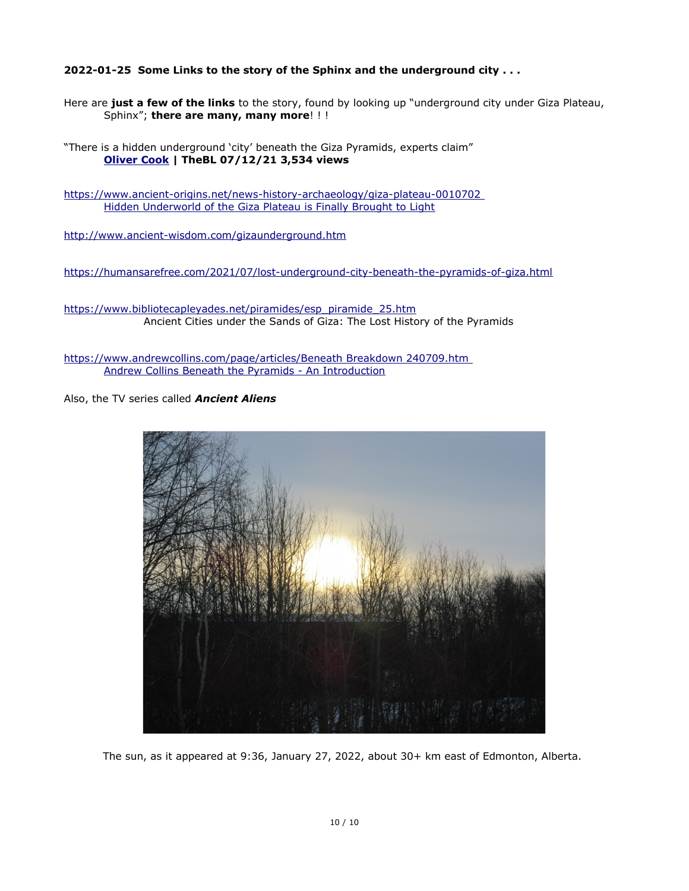**2022-01-25 Some Links to the story of the Sphinx and the underground city . . .**

Here are **just a few of the links** to the story, found by looking up "underground city under Giza Plateau, Sphinx"; **there are many, many more**! ! !

"There is a hidden underground 'city' beneath the Giza Pyramids, experts claim"
**[Oliver Cook](#) | TheBL 07/12/21 3,534 views**

https://www.ancient-origins.net/news-history-archaeology/giza-plateau-0010702
[Hidden Underworld of the Giza Plateau is Finally Brought to Light](https://www.ancient-origins.net/news-history-archaeology/giza-plateau-0010702)

http://www.ancient-wisdom.com/gizaunderground.htm

https://humansarefree.com/2021/07/lost-underground-city-beneath-the-pyramids-of-giza.html

https://www.bibliotecapleyades.net/piramides/esp_piramide_25.htm
Ancient Cities under the Sands of Giza: The Lost History of the Pyramids

https://www.andrewcollins.com/page/articles/Beneath Breakdown 240709.htm
[Andrew Collins Beneath the Pyramids - An Introduction](https://www.andrewcollins.com/page/articles/Beneath%20Breakdown%20240709.htm)

Also, the TV series called ***Ancient Aliens***

The sun, as it appeared at 9:36, January 27, 2022, about 30+ km east of Edmonton, Alberta.